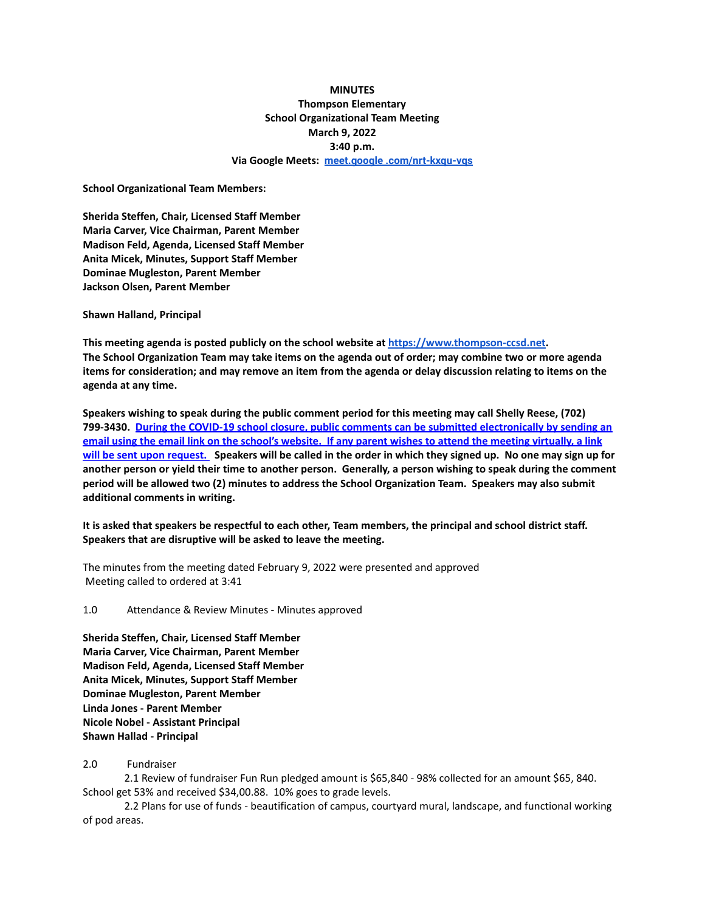**MINUTES**
**Thompson Elementary**
**School Organizational Team Meeting**
**March 9, 2022**
**3:40 p.m.**
**Via Google Meets: [meet.google .com/nrt-kxqu-vqs](meet.google .com/nrt-kxqu-vqs)**

**School Organizational Team Members:**

**Sherida Steffen, Chair, Licensed Staff Member**
**Maria Carver, Vice Chairman, Parent Member**
**Madison Feld, Agenda, Licensed Staff Member**
**Anita Micek, Minutes, Support Staff Member**
**Dominae Mugleston, Parent Member**
**Jackson Olsen, Parent Member**

**Shawn Halland, Principal**

**This meeting agenda is posted publicly on the school website at [https://www.thompson-ccsd.net](https://www.thompson-ccsd.net).**
**The School Organization Team may take items on the agenda out of order; may combine two or more agenda items for consideration; and may remove an item from the agenda or delay discussion relating to items on the agenda at any time.**

**Speakers wishing to speak during the public comment period for this meeting may call Shelly Reese, (702) 799-3430. During the COVID-19 school closure, public comments can be submitted electronically by sending an email using the email link on the school's website. If any parent wishes to attend the meeting virtually, a link will be sent upon request. Speakers will be called in the order in which they signed up. No one may sign up for another person or yield their time to another person. Generally, a person wishing to speak during the comment period will be allowed two (2) minutes to address the School Organization Team. Speakers may also submit additional comments in writing.**

**It is asked that speakers be respectful to each other, Team members, the principal and school district staff. Speakers that are disruptive will be asked to leave the meeting.**

The minutes from the meeting dated February 9, 2022 were presented and approved
Meeting called to ordered at 3:41

1.0 Attendance & Review Minutes - Minutes approved

**Sherida Steffen, Chair, Licensed Staff Member**
**Maria Carver, Vice Chairman, Parent Member**
**Madison Feld, Agenda, Licensed Staff Member**
**Anita Micek, Minutes, Support Staff Member**
**Dominae Mugleston, Parent Member**
**Linda Jones - Parent Member**
**Nicole Nobel - Assistant Principal**
**Shawn Hallad - Principal**

2.0 Fundraiser

2.1 Review of fundraiser Fun Run pledged amount is $65,840 - 98% collected for an amount $65, 840. School get 53% and received $34,00.88. 10% goes to grade levels.

2.2 Plans for use of funds - beautification of campus, courtyard mural, landscape, and functional working of pod areas.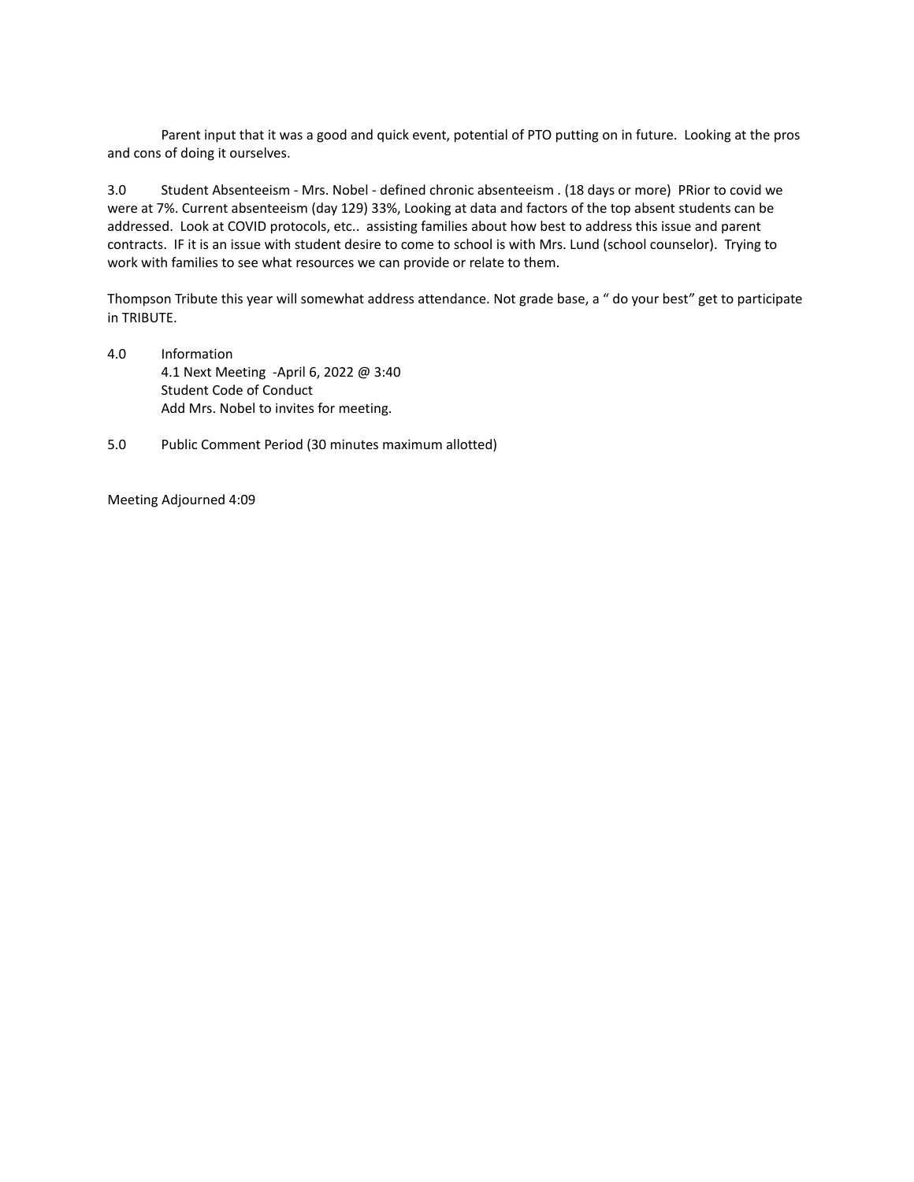Parent input that it was a good and quick event, potential of PTO putting on in future. Looking at the pros and cons of doing it ourselves.

3.0 Student Absenteeism - Mrs. Nobel - defined chronic absenteeism . (18 days or more) PRior to covid we were at 7%. Current absenteeism (day 129) 33%, Looking at data and factors of the top absent students can be addressed. Look at COVID protocols, etc.. assisting families about how best to address this issue and parent contracts. IF it is an issue with student desire to come to school is with Mrs. Lund (school counselor). Trying to work with families to see what resources we can provide or relate to them.

Thompson Tribute this year will somewhat address attendance. Not grade base, a " do your best" get to participate in TRIBUTE.

4.0 Information
4.1 Next Meeting -April 6, 2022 @ 3:40
Student Code of Conduct
Add Mrs. Nobel to invites for meeting.

5.0 Public Comment Period (30 minutes maximum allotted)

Meeting Adjourned 4:09